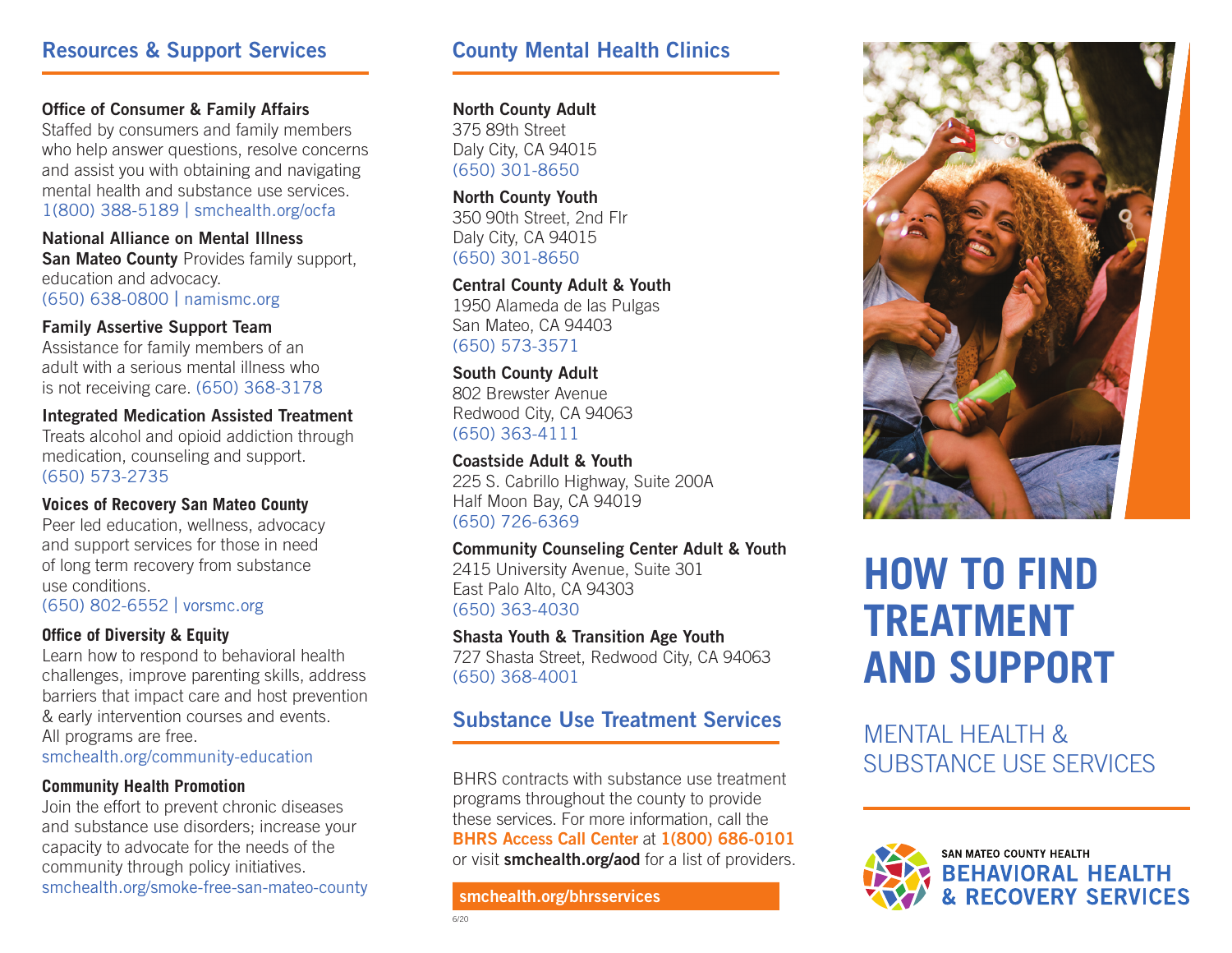## Resources & Support Services

**Office of Consumer & Family Affairs**
Staffed by consumers and family members who help answer questions, resolve concerns and assist you with obtaining and navigating mental health and substance use services.
1(800) 388-5189 | smchealth.org/ocfa

**National Alliance on Mental Illness San Mateo County** Provides family support, education and advocacy.
(650) 638-0800 | namismc.org

**Family Assertive Support Team**
Assistance for family members of an adult with a serious mental illness who is not receiving care. (650) 368-3178

**Integrated Medication Assisted Treatment**
Treats alcohol and opioid addiction through medication, counseling and support.
(650) 573-2735

**Voices of Recovery San Mateo County**
Peer led education, wellness, advocacy and support services for those in need of long term recovery from substance use conditions.
(650) 802-6552 | vorsmc.org

**Office of Diversity & Equity**
Learn how to respond to behavioral health challenges, improve parenting skills, address barriers that impact care and host prevention & early intervention courses and events. All programs are free.
smchealth.org/community-education

**Community Health Promotion**
Join the effort to prevent chronic diseases and substance use disorders; increase your capacity to advocate for the needs of the community through policy initiatives.
smchealth.org/smoke-free-san-mateo-county

## County Mental Health Clinics

**North County Adult**
375 89th Street
Daly City, CA 94015
(650) 301-8650

**North County Youth**
350 90th Street, 2nd Flr
Daly City, CA 94015
(650) 301-8650

**Central County Adult & Youth**
1950 Alameda de las Pulgas
San Mateo, CA 94403
(650) 573-3571

**South County Adult**
802 Brewster Avenue
Redwood City, CA 94063
(650) 363-4111

**Coastside Adult & Youth**
225 S. Cabrillo Highway, Suite 200A
Half Moon Bay, CA 94019
(650) 726-6369

**Community Counseling Center Adult & Youth**
2415 University Avenue, Suite 301
East Palo Alto, CA 94303
(650) 363-4030

**Shasta Youth & Transition Age Youth**
727 Shasta Street, Redwood City, CA 94063
(650) 368-4001

## Substance Use Treatment Services

BHRS contracts with substance use treatment programs throughout the county to provide these services. For more information, call the **BHRS Access Call Center** at **1(800) 686-0101** or visit **smchealth.org/aod** for a list of providers.

**smchealth.org/bhrsservices**

6/20

# HOW TO FIND TREATMENT AND SUPPORT

## MENTAL HEALTH & SUBSTANCE USE SERVICES

SAN MATEO COUNTY HEALTH
**BEHAVIORAL HEALTH & RECOVERY SERVICES**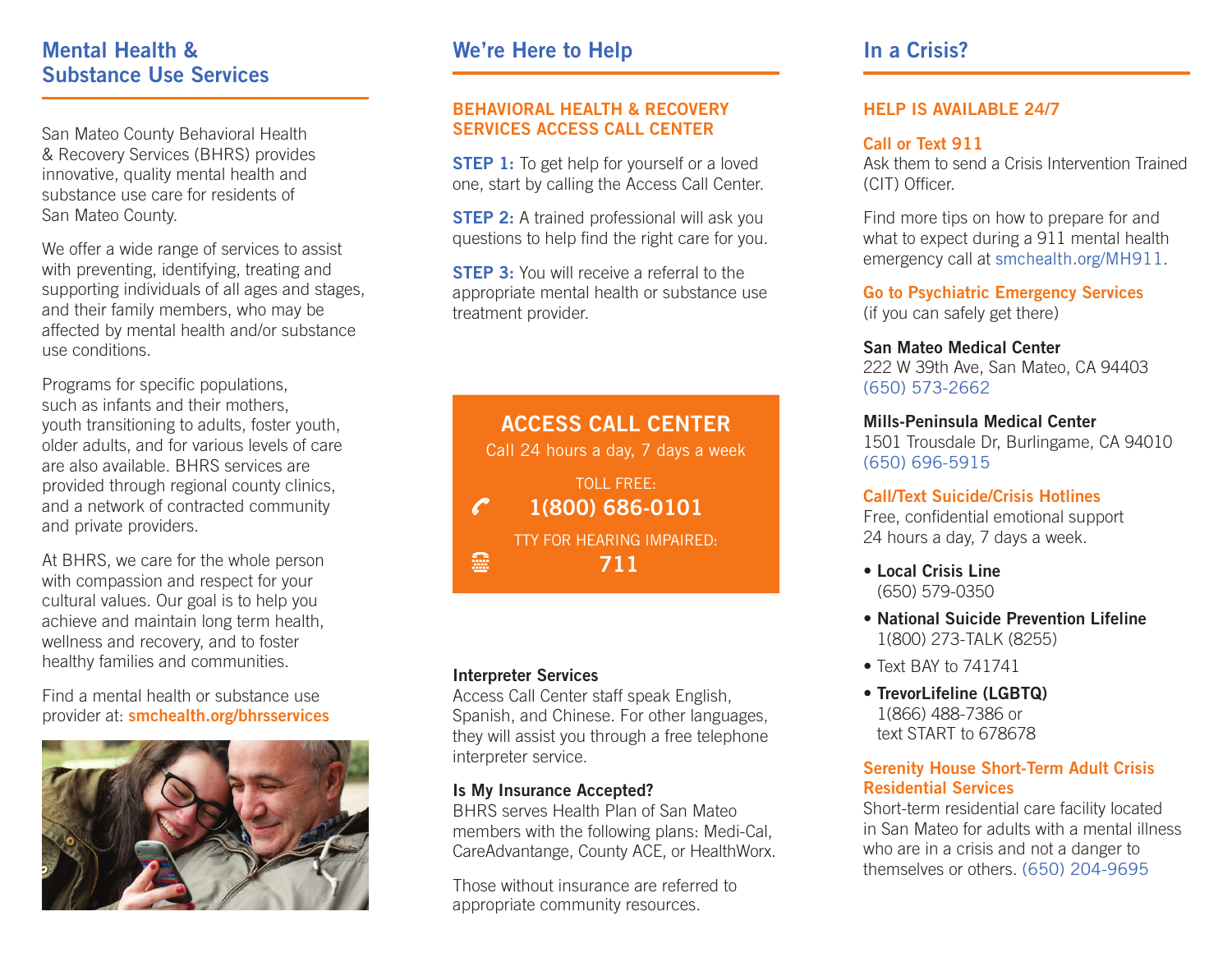## Mental Health & Substance Use Services

San Mateo County Behavioral Health & Recovery Services (BHRS) provides innovative, quality mental health and substance use care for residents of San Mateo County.

We offer a wide range of services to assist with preventing, identifying, treating and supporting individuals of all ages and stages, and their family members, who may be affected by mental health and/or substance use conditions.

Programs for specific populations, such as infants and their mothers, youth transitioning to adults, foster youth, older adults, and for various levels of care are also available. BHRS services are provided through regional county clinics, and a network of contracted community and private providers.

At BHRS, we care for the whole person with compassion and respect for your cultural values. Our goal is to help you achieve and maintain long term health, wellness and recovery, and to foster healthy families and communities.

Find a mental health or substance use provider at: **smchealth.org/bhrsservices**

## We're Here to Help

### BEHAVIORAL HEALTH & RECOVERY SERVICES ACCESS CALL CENTER

**STEP 1:** To get help for yourself or a loved one, start by calling the Access Call Center.

**STEP 2:** A trained professional will ask you questions to help find the right care for you.

**STEP 3:** You will receive a referral to the appropriate mental health or substance use treatment provider.

**ACCESS CALL CENTER**

Call 24 hours a day, 7 days a week

TOLL FREE:
**1(800) 686-0101**

TTY FOR HEARING IMPAIRED:
**711**

**Interpreter Services**
Access Call Center staff speak English, Spanish, and Chinese. For other languages, they will assist you through a free telephone interpreter service.

**Is My Insurance Accepted?**
BHRS serves Health Plan of San Mateo members with the following plans: Medi-Cal, CareAdvantange, County ACE, or HealthWorx.

Those without insurance are referred to appropriate community resources.

## In a Crisis?

### HELP IS AVAILABLE 24/7

**Call or Text 911**
Ask them to send a Crisis Intervention Trained (CIT) Officer.

Find more tips on how to prepare for and what to expect during a 911 mental health emergency call at smchealth.org/MH911.

**Go to Psychiatric Emergency Services**
(if you can safely get there)

**San Mateo Medical Center**
222 W 39th Ave, San Mateo, CA 94403
(650) 573-2662

**Mills-Peninsula Medical Center**
1501 Trousdale Dr, Burlingame, CA 94010
(650) 696-5915

**Call/Text Suicide/Crisis Hotlines**
Free, confidential emotional support 24 hours a day, 7 days a week.

- **Local Crisis Line**
  (650) 579-0350
- **National Suicide Prevention Lifeline**
  1(800) 273-TALK (8255)
- Text BAY to 741741
- **TrevorLifeline (LGBTQ)**
  1(866) 488-7386 or text START to 678678

**Serenity House Short-Term Adult Crisis Residential Services**
Short-term residential care facility located in San Mateo for adults with a mental illness who are in a crisis and not a danger to themselves or others. (650) 204-9695